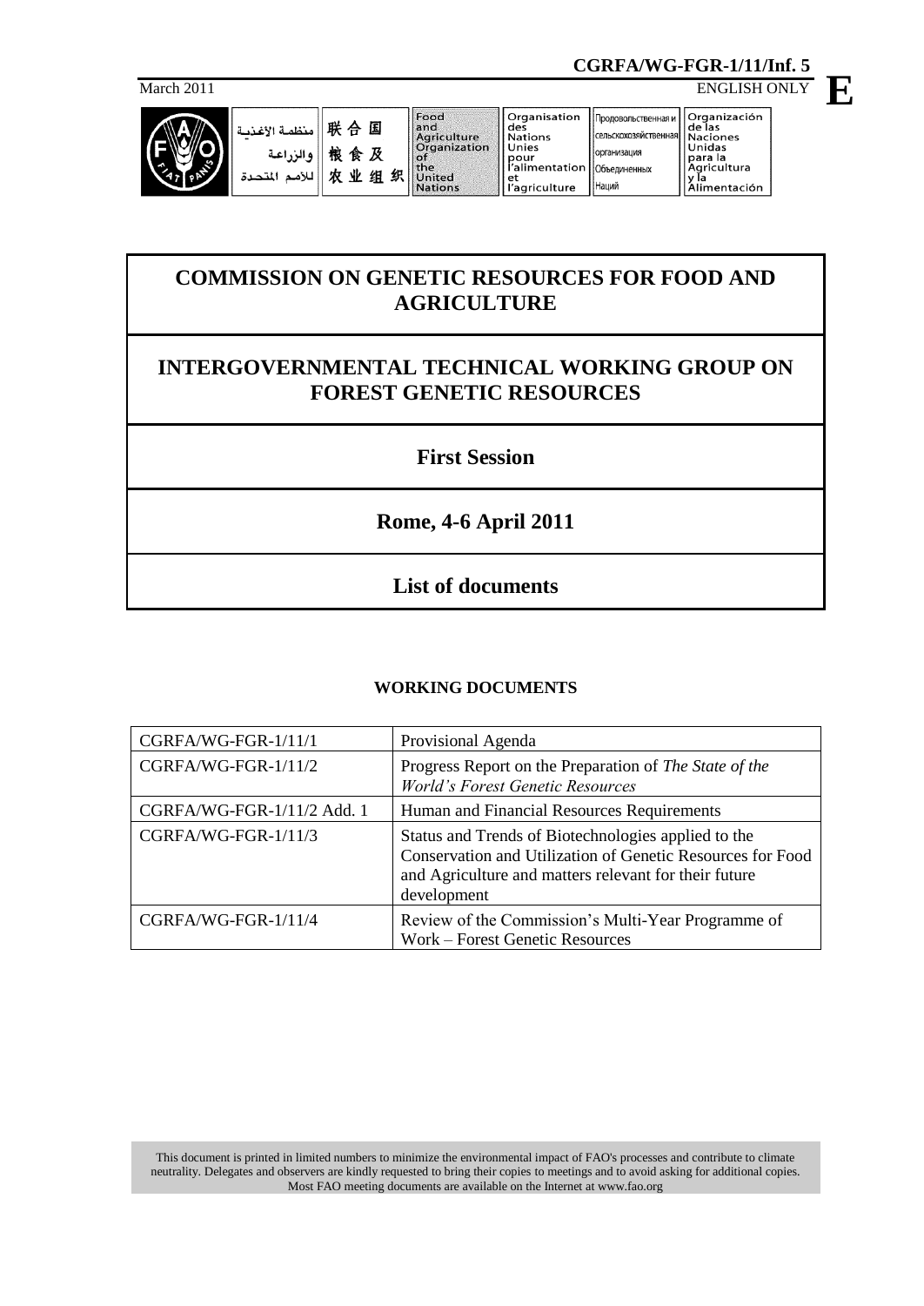**CGRFA/WG-FGR-1/11/Inf. 5**

March 2011

ENGLISH ONLY

**E**

| منظمة الأغذية والزراعة للأمم المتحدة | 联合国粮食及农业组织 | Food and Agriculture Organization of the United Nations | Organisation des Nations Unies pour l'alimentation et l'agriculture | Продовольственная и сельскохозяйственная организация Объединенных Наций | Organización de las Naciones Unidas para la Agricultura y la Alimentación |
|---|---|---|---|---|---|

# COMMISSION ON GENETIC RESOURCES FOR FOOD AND AGRICULTURE

# INTERGOVERNMENTAL TECHNICAL WORKING GROUP ON FOREST GENETIC RESOURCES

## First Session

## Rome, 4-6 April 2011

## List of documents

### WORKING DOCUMENTS

| | |
|---|---|
| CGRFA/WG-FGR-1/11/1 | Provisional Agenda |
| CGRFA/WG-FGR-1/11/2 | Progress Report on the Preparation of *The State of the World's Forest Genetic Resources* |
| CGRFA/WG-FGR-1/11/2 Add. 1 | Human and Financial Resources Requirements |
| CGRFA/WG-FGR-1/11/3 | Status and Trends of Biotechnologies applied to the Conservation and Utilization of Genetic Resources for Food and Agriculture and matters relevant for their future development |
| CGRFA/WG-FGR-1/11/4 | Review of the Commission's Multi-Year Programme of Work – Forest Genetic Resources |

This document is printed in limited numbers to minimize the environmental impact of FAO's processes and contribute to climate neutrality. Delegates and observers are kindly requested to bring their copies to meetings and to avoid asking for additional copies. Most FAO meeting documents are available on the Internet at www.fao.org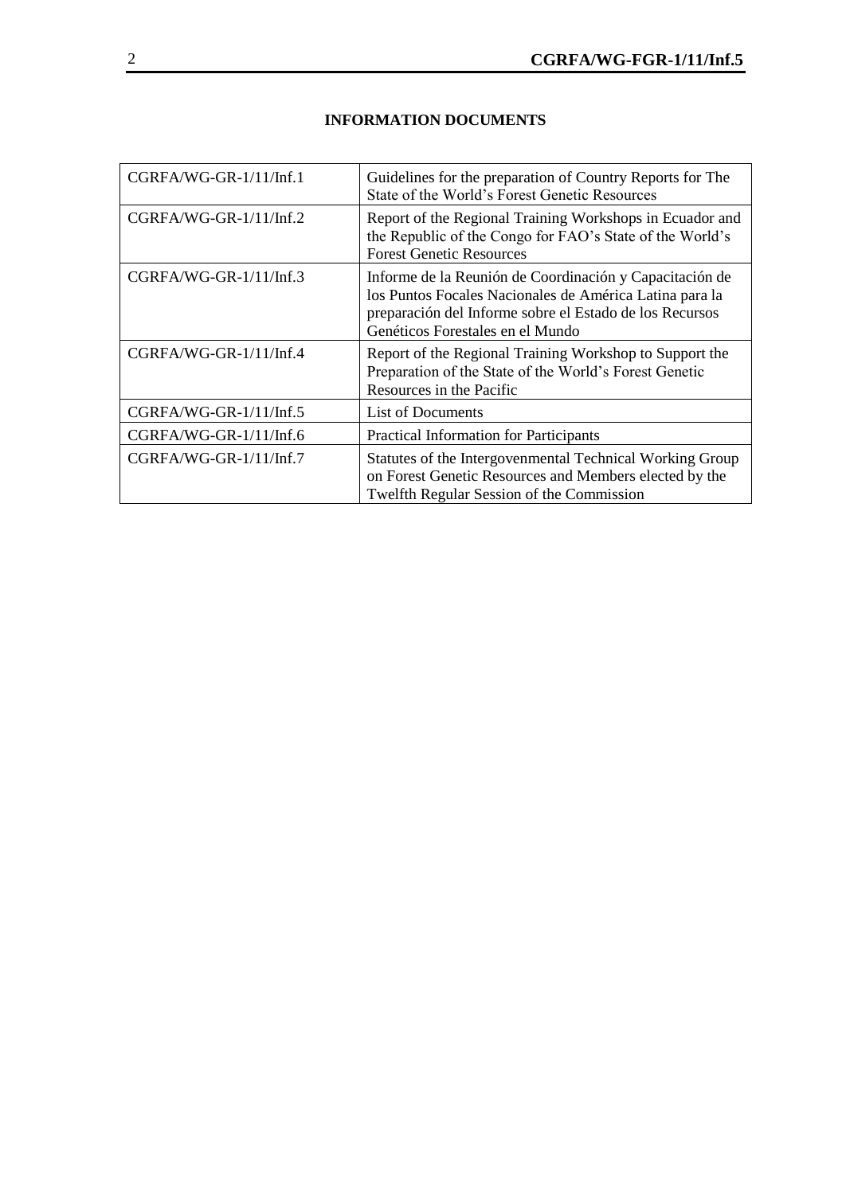## INFORMATION DOCUMENTS

| | |
|---|---|
| CGRFA/WG-GR-1/11/Inf.1 | Guidelines for the preparation of Country Reports for The State of the World's Forest Genetic Resources |
| CGRFA/WG-GR-1/11/Inf.2 | Report of the Regional Training Workshops in Ecuador and the Republic of the Congo for FAO's State of the World's Forest Genetic Resources |
| CGRFA/WG-GR-1/11/Inf.3 | Informe de la Reunión de Coordinación y Capacitación de los Puntos Focales Nacionales de América Latina para la preparación del Informe sobre el Estado de los Recursos Genéticos Forestales en el Mundo |
| CGRFA/WG-GR-1/11/Inf.4 | Report of the Regional Training Workshop to Support the Preparation of the State of the World's Forest Genetic Resources in the Pacific |
| CGRFA/WG-GR-1/11/Inf.5 | List of Documents |
| CGRFA/WG-GR-1/11/Inf.6 | Practical Information for Participants |
| CGRFA/WG-GR-1/11/Inf.7 | Statutes of the Intergovenmental Technical Working Group on Forest Genetic Resources and Members elected by the Twelfth Regular Session of the Commission |